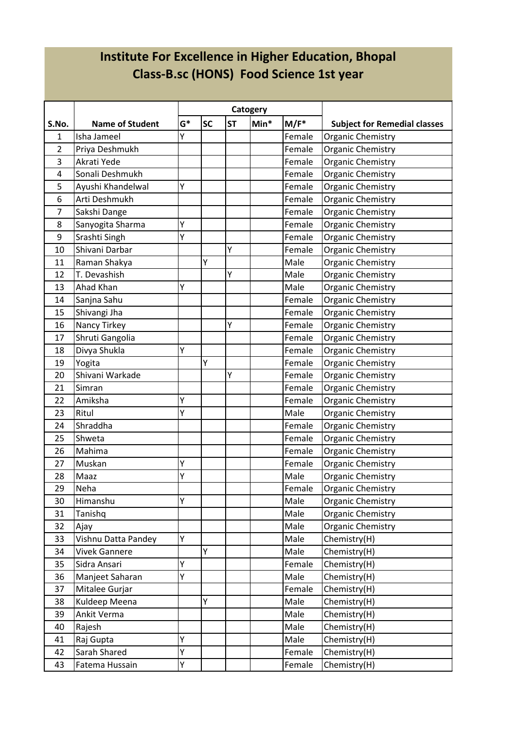# Institute For Excellence in Higher Education, Bhopal
## Class-B.sc (HONS) Food Science 1st year

| S.No. | Name of Student | Catogery | | | | | Subject for Remedial classes |
|---|---|---|---|---|---|---|---|
| | | G* | SC | ST | Min* | M/F* | |
| 1 | Isha Jameel | Y | | | | Female | Organic Chemistry |
| 2 | Priya Deshmukh | | | | | Female | Organic Chemistry |
| 3 | Akrati Yede | | | | | Female | Organic Chemistry |
| 4 | Sonali Deshmukh | | | | | Female | Organic Chemistry |
| 5 | Ayushi Khandelwal | Y | | | | Female | Organic Chemistry |
| 6 | Arti Deshmukh | | | | | Female | Organic Chemistry |
| 7 | Sakshi Dange | | | | | Female | Organic Chemistry |
| 8 | Sanyogita Sharma | Y | | | | Female | Organic Chemistry |
| 9 | Srashti Singh | Y | | | | Female | Organic Chemistry |
| 10 | Shivani Darbar | | | Y | | Female | Organic Chemistry |
| 11 | Raman Shakya | | Y | | | Male | Organic Chemistry |
| 12 | T. Devashish | | | Y | | Male | Organic Chemistry |
| 13 | Ahad Khan | Y | | | | Male | Organic Chemistry |
| 14 | Sanjna Sahu | | | | | Female | Organic Chemistry |
| 15 | Shivangi Jha | | | | | Female | Organic Chemistry |
| 16 | Nancy Tirkey | | | Y | | Female | Organic Chemistry |
| 17 | Shruti Gangolia | | | | | Female | Organic Chemistry |
| 18 | Divya Shukla | Y | | | | Female | Organic Chemistry |
| 19 | Yogita | | Y | | | Female | Organic Chemistry |
| 20 | Shivani Warkade | | | Y | | Female | Organic Chemistry |
| 21 | Simran | | | | | Female | Organic Chemistry |
| 22 | Amiksha | Y | | | | Female | Organic Chemistry |
| 23 | Ritul | Y | | | | Male | Organic Chemistry |
| 24 | Shraddha | | | | | Female | Organic Chemistry |
| 25 | Shweta | | | | | Female | Organic Chemistry |
| 26 | Mahima | | | | | Female | Organic Chemistry |
| 27 | Muskan | Y | | | | Female | Organic Chemistry |
| 28 | Maaz | Y | | | | Male | Organic Chemistry |
| 29 | Neha | | | | | Female | Organic Chemistry |
| 30 | Himanshu | Y | | | | Male | Organic Chemistry |
| 31 | Tanishq | | | | | Male | Organic Chemistry |
| 32 | Ajay | | | | | Male | Organic Chemistry |
| 33 | Vishnu Datta Pandey | Y | | | | Male | Chemistry(H) |
| 34 | Vivek Gannere | | Y | | | Male | Chemistry(H) |
| 35 | Sidra Ansari | Y | | | | Female | Chemistry(H) |
| 36 | Manjeet Saharan | Y | | | | Male | Chemistry(H) |
| 37 | Mitalee Gurjar | | | | | Female | Chemistry(H) |
| 38 | Kuldeep Meena | | Y | | | Male | Chemistry(H) |
| 39 | Ankit Verma | | | | | Male | Chemistry(H) |
| 40 | Rajesh | | | | | Male | Chemistry(H) |
| 41 | Raj Gupta | Y | | | | Male | Chemistry(H) |
| 42 | Sarah Shared | Y | | | | Female | Chemistry(H) |
| 43 | Fatema Hussain | Y | | | | Female | Chemistry(H) |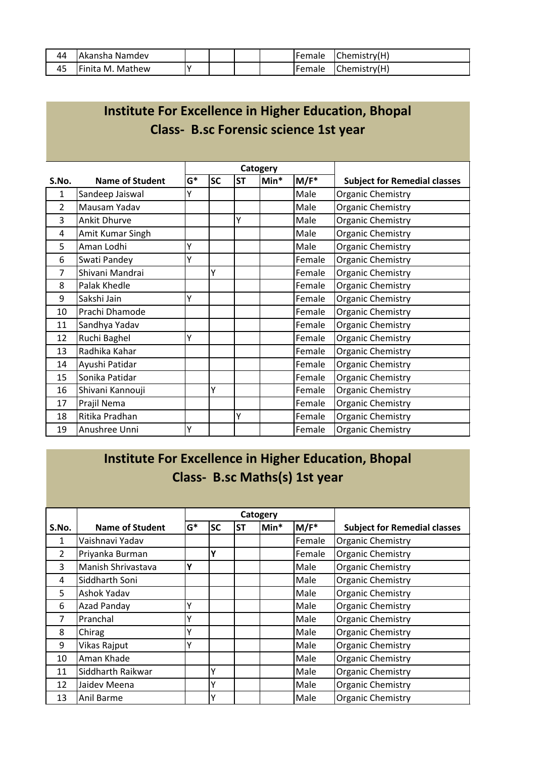| 44 | Akansha Namdev | | | | | Female | Chemistry(H) |
|---|---|---|---|---|---|---|---|
| 45 | Finita M. Mathew | Y | | | | Female | Chemistry(H) |

## Institute For Excellence in Higher Education, Bhopal
## Class- B.sc Forensic science 1st year

| S.No. | Name of Student | Catogery | | | | | Subject for Remedial classes |
|---|---|---|---|---|---|---|---|
| | | G* | SC | ST | Min* | M/F* | |
| 1 | Sandeep Jaiswal | Y | | | | Male | Organic Chemistry |
| 2 | Mausam Yadav | | | | | Male | Organic Chemistry |
| 3 | Ankit Dhurve | | | Y | | Male | Organic Chemistry |
| 4 | Amit Kumar Singh | | | | | Male | Organic Chemistry |
| 5 | Aman Lodhi | Y | | | | Male | Organic Chemistry |
| 6 | Swati Pandey | Y | | | | Female | Organic Chemistry |
| 7 | Shivani Mandrai | | Y | | | Female | Organic Chemistry |
| 8 | Palak Khedle | | | | | Female | Organic Chemistry |
| 9 | Sakshi Jain | Y | | | | Female | Organic Chemistry |
| 10 | Prachi Dhamode | | | | | Female | Organic Chemistry |
| 11 | Sandhya Yadav | | | | | Female | Organic Chemistry |
| 12 | Ruchi Baghel | Y | | | | Female | Organic Chemistry |
| 13 | Radhika Kahar | | | | | Female | Organic Chemistry |
| 14 | Ayushi Patidar | | | | | Female | Organic Chemistry |
| 15 | Sonika Patidar | | | | | Female | Organic Chemistry |
| 16 | Shivani Kannouji | | Y | | | Female | Organic Chemistry |
| 17 | Prajil Nema | | | | | Female | Organic Chemistry |
| 18 | Ritika Pradhan | | | Y | | Female | Organic Chemistry |
| 19 | Anushree Unni | Y | | | | Female | Organic Chemistry |

## Institute For Excellence in Higher Education, Bhopal
## Class- B.sc Maths(s) 1st year

| S.No. | Name of Student | Catogery | | | | | Subject for Remedial classes |
|---|---|---|---|---|---|---|---|
| | | G* | SC | ST | Min* | M/F* | |
| 1 | Vaishnavi Yadav | | | | | Female | Organic Chemistry |
| 2 | Priyanka Burman | | **Y** | | | Female | Organic Chemistry |
| 3 | Manish Shrivastava | **Y** | | | | Male | Organic Chemistry |
| 4 | Siddharth Soni | | | | | Male | Organic Chemistry |
| 5 | Ashok Yadav | | | | | Male | Organic Chemistry |
| 6 | Azad Panday | Y | | | | Male | Organic Chemistry |
| 7 | Pranchal | Y | | | | Male | Organic Chemistry |
| 8 | Chirag | Y | | | | Male | Organic Chemistry |
| 9 | Vikas Rajput | Y | | | | Male | Organic Chemistry |
| 10 | Aman Khade | | | | | Male | Organic Chemistry |
| 11 | Siddharth Raikwar | | Y | | | Male | Organic Chemistry |
| 12 | Jaidev Meena | | Y | | | Male | Organic Chemistry |
| 13 | Anil Barme | | Y | | | Male | Organic Chemistry |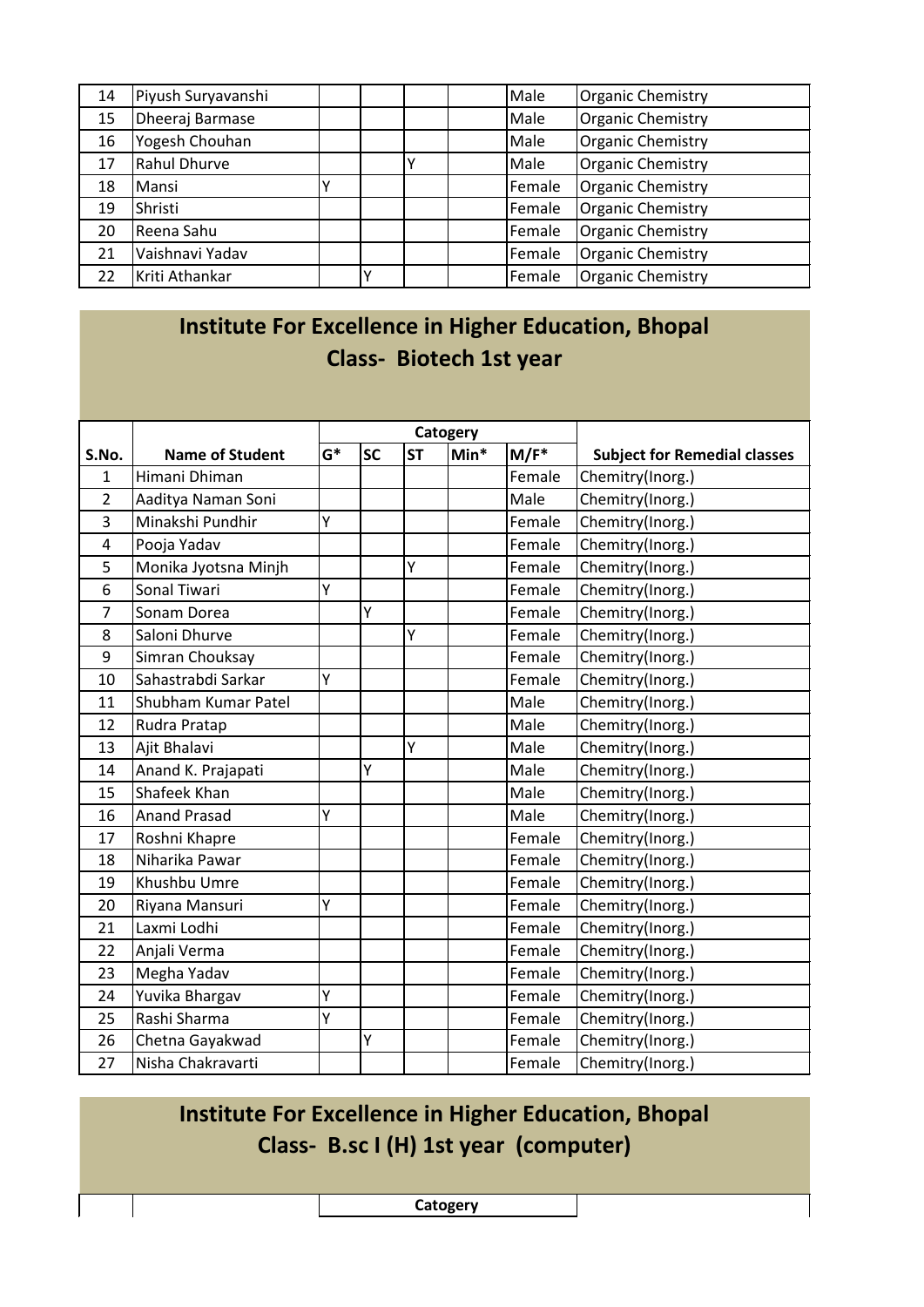| 14 | Piyush Suryavanshi | | | | | Male | Organic Chemistry |
|---|---|---|---|---|---|---|---|
| 15 | Dheeraj Barmase | | | | | Male | Organic Chemistry |
| 16 | Yogesh Chouhan | | | | | Male | Organic Chemistry |
| 17 | Rahul Dhurve | | | Y | | Male | Organic Chemistry |
| 18 | Mansi | Y | | | | Female | Organic Chemistry |
| 19 | Shristi | | | | | Female | Organic Chemistry |
| 20 | Reena Sahu | | | | | Female | Organic Chemistry |
| 21 | Vaishnavi Yadav | | | | | Female | Organic Chemistry |
| 22 | Kriti Athankar | | Y | | | Female | Organic Chemistry |

## Institute For Excellence in Higher Education, Bhopal
## Class- Biotech 1st year

| | | Catogery | | | | | |
|---|---|---|---|---|---|---|---|
| S.No. | Name of Student | G* | SC | ST | Min* | M/F* | Subject for Remedial classes |
| 1 | Himani Dhiman | | | | | Female | Chemitry(Inorg.) |
| 2 | Aaditya Naman Soni | | | | | Male | Chemitry(Inorg.) |
| 3 | Minakshi Pundhir | Y | | | | Female | Chemitry(Inorg.) |
| 4 | Pooja Yadav | | | | | Female | Chemitry(Inorg.) |
| 5 | Monika Jyotsna Minjh | | | Y | | Female | Chemitry(Inorg.) |
| 6 | Sonal Tiwari | Y | | | | Female | Chemitry(Inorg.) |
| 7 | Sonam Dorea | | Y | | | Female | Chemitry(Inorg.) |
| 8 | Saloni Dhurve | | | Y | | Female | Chemitry(Inorg.) |
| 9 | Simran Chouksay | | | | | Female | Chemitry(Inorg.) |
| 10 | Sahastrabdi Sarkar | Y | | | | Female | Chemitry(Inorg.) |
| 11 | Shubham Kumar Patel | | | | | Male | Chemitry(Inorg.) |
| 12 | Rudra Pratap | | | | | Male | Chemitry(Inorg.) |
| 13 | Ajit Bhalavi | | | Y | | Male | Chemitry(Inorg.) |
| 14 | Anand K. Prajapati | | Y | | | Male | Chemitry(Inorg.) |
| 15 | Shafeek Khan | | | | | Male | Chemitry(Inorg.) |
| 16 | Anand Prasad | Y | | | | Male | Chemitry(Inorg.) |
| 17 | Roshni Khapre | | | | | Female | Chemitry(Inorg.) |
| 18 | Niharika Pawar | | | | | Female | Chemitry(Inorg.) |
| 19 | Khushbu Umre | | | | | Female | Chemitry(Inorg.) |
| 20 | Riyana Mansuri | Y | | | | Female | Chemitry(Inorg.) |
| 21 | Laxmi Lodhi | | | | | Female | Chemitry(Inorg.) |
| 22 | Anjali Verma | | | | | Female | Chemitry(Inorg.) |
| 23 | Megha Yadav | | | | | Female | Chemitry(Inorg.) |
| 24 | Yuvika Bhargav | Y | | | | Female | Chemitry(Inorg.) |
| 25 | Rashi Sharma | Y | | | | Female | Chemitry(Inorg.) |
| 26 | Chetna Gayakwad | | Y | | | Female | Chemitry(Inorg.) |
| 27 | Nisha Chakravarti | | | | | Female | Chemitry(Inorg.) |

## Institute For Excellence in Higher Education, Bhopal
## Class- B.sc I (H) 1st year (computer)

| | | Catogery | | | | | |
|---|---|---|---|---|---|---|---|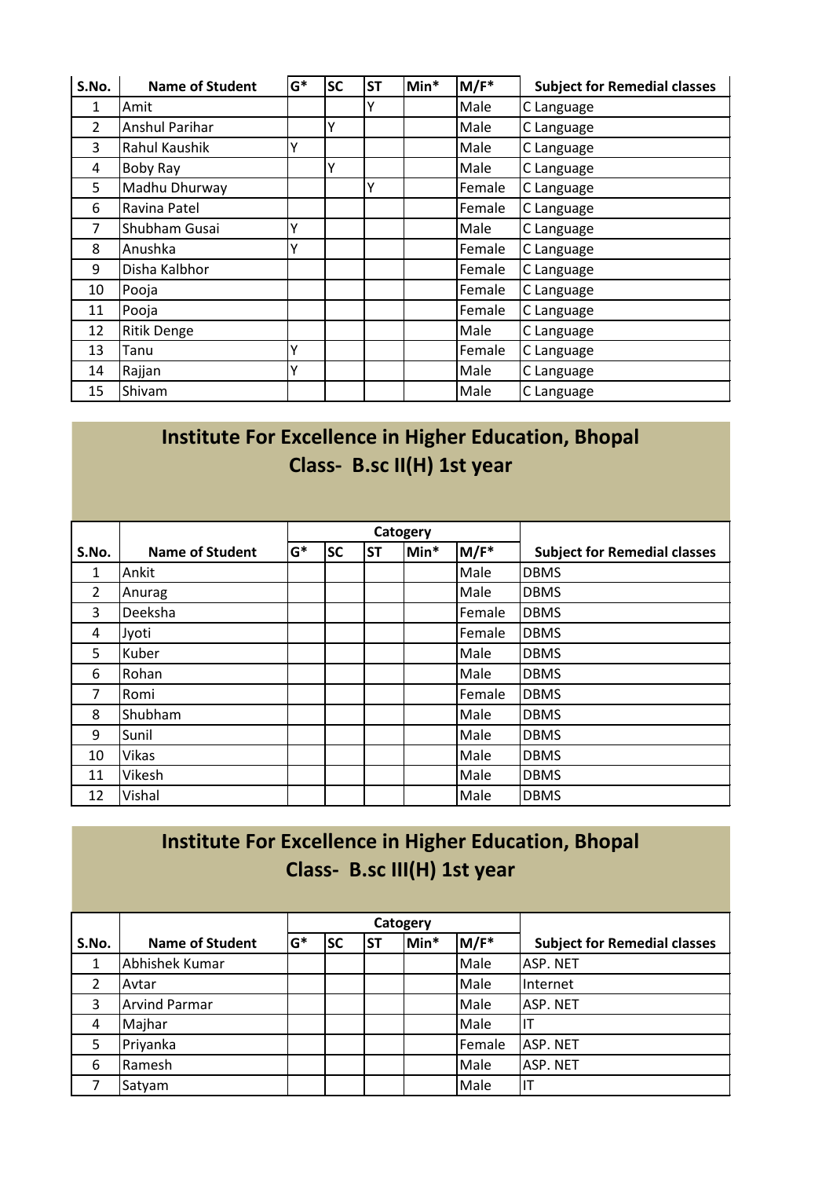| S.No. | Name of Student | G* | SC | ST | Min* | M/F* | Subject for Remedial classes |
|---|---|---|---|---|---|---|---|
| 1 | Amit | | | Y | | Male | C Language |
| 2 | Anshul Parihar | | Y | | | Male | C Language |
| 3 | Rahul Kaushik | Y | | | | Male | C Language |
| 4 | Boby Ray | | Y | | | Male | C Language |
| 5 | Madhu Dhurway | | | Y | | Female | C Language |
| 6 | Ravina Patel | | | | | Female | C Language |
| 7 | Shubham Gusai | Y | | | | Male | C Language |
| 8 | Anushka | Y | | | | Female | C Language |
| 9 | Disha Kalbhor | | | | | Female | C Language |
| 10 | Pooja | | | | | Female | C Language |
| 11 | Pooja | | | | | Female | C Language |
| 12 | Ritik Denge | | | | | Male | C Language |
| 13 | Tanu | Y | | | | Female | C Language |
| 14 | Rajjan | Y | | | | Male | C Language |
| 15 | Shivam | | | | | Male | C Language |

## Institute For Excellence in Higher Education, Bhopal
## Class- B.sc II(H) 1st year

| | | Catogery | | | | | |
|---|---|---|---|---|---|---|---|
| S.No. | Name of Student | G* | SC | ST | Min* | M/F* | Subject for Remedial classes |
| 1 | Ankit | | | | | Male | DBMS |
| 2 | Anurag | | | | | Male | DBMS |
| 3 | Deeksha | | | | | Female | DBMS |
| 4 | Jyoti | | | | | Female | DBMS |
| 5 | Kuber | | | | | Male | DBMS |
| 6 | Rohan | | | | | Male | DBMS |
| 7 | Romi | | | | | Female | DBMS |
| 8 | Shubham | | | | | Male | DBMS |
| 9 | Sunil | | | | | Male | DBMS |
| 10 | Vikas | | | | | Male | DBMS |
| 11 | Vikesh | | | | | Male | DBMS |
| 12 | Vishal | | | | | Male | DBMS |

## Institute For Excellence in Higher Education, Bhopal
## Class- B.sc III(H) 1st year

| | | Catogery | | | | | |
|---|---|---|---|---|---|---|---|
| S.No. | Name of Student | G* | SC | ST | Min* | M/F* | Subject for Remedial classes |
| 1 | Abhishek Kumar | | | | | Male | ASP. NET |
| 2 | Avtar | | | | | Male | Internet |
| 3 | Arvind Parmar | | | | | Male | ASP. NET |
| 4 | Majhar | | | | | Male | IT |
| 5 | Priyanka | | | | | Female | ASP. NET |
| 6 | Ramesh | | | | | Male | ASP. NET |
| 7 | Satyam | | | | | Male | IT |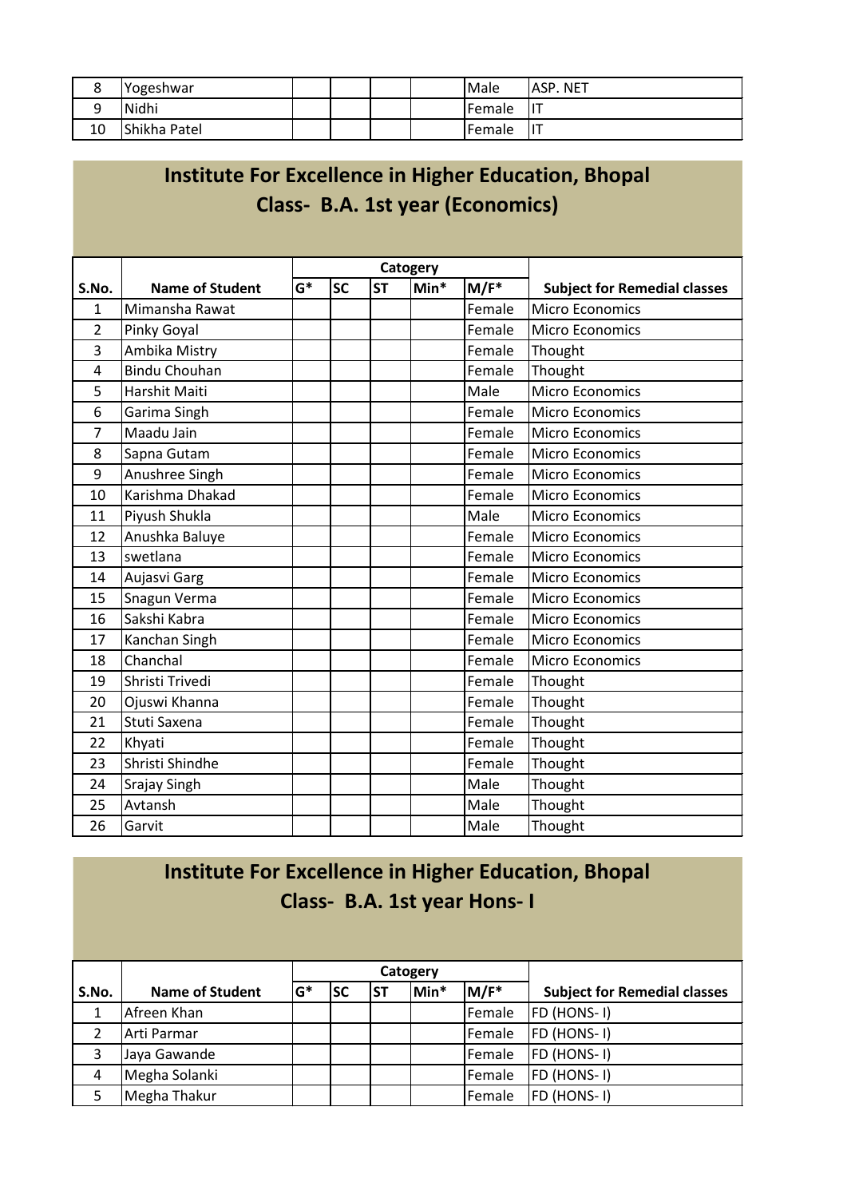| 8 | Yogeshwar | | | | | Male | ASP. NET |
|---|---|---|---|---|---|---|---|
| 9 | Nidhi | | | | | Female | IT |
| 10 | Shikha Patel | | | | | Female | IT |

## Institute For Excellence in Higher Education, Bhopal
## Class- B.A. 1st year (Economics)

| | | Catogery | | | | | |
|---|---|---|---|---|---|---|---|
| **S.No.** | **Name of Student** | **G*** | **SC** | **ST** | **Min*** | **M/F*** | **Subject for Remedial classes** |
| 1 | Mimansha Rawat | | | | | Female | Micro Economics |
| 2 | Pinky Goyal | | | | | Female | Micro Economics |
| 3 | Ambika Mistry | | | | | Female | Thought |
| 4 | Bindu Chouhan | | | | | Female | Thought |
| 5 | Harshit Maiti | | | | | Male | Micro Economics |
| 6 | Garima Singh | | | | | Female | Micro Economics |
| 7 | Maadu Jain | | | | | Female | Micro Economics |
| 8 | Sapna Gutam | | | | | Female | Micro Economics |
| 9 | Anushree Singh | | | | | Female | Micro Economics |
| 10 | Karishma Dhakad | | | | | Female | Micro Economics |
| 11 | Piyush Shukla | | | | | Male | Micro Economics |
| 12 | Anushka Baluye | | | | | Female | Micro Economics |
| 13 | swetlana | | | | | Female | Micro Economics |
| 14 | Aujasvi Garg | | | | | Female | Micro Economics |
| 15 | Snagun Verma | | | | | Female | Micro Economics |
| 16 | Sakshi Kabra | | | | | Female | Micro Economics |
| 17 | Kanchan Singh | | | | | Female | Micro Economics |
| 18 | Chanchal | | | | | Female | Micro Economics |
| 19 | Shristi Trivedi | | | | | Female | Thought |
| 20 | Ojuswi Khanna | | | | | Female | Thought |
| 21 | Stuti Saxena | | | | | Female | Thought |
| 22 | Khyati | | | | | Female | Thought |
| 23 | Shristi Shindhe | | | | | Female | Thought |
| 24 | Srajay Singh | | | | | Male | Thought |
| 25 | Avtansh | | | | | Male | Thought |
| 26 | Garvit | | | | | Male | Thought |

## Institute For Excellence in Higher Education, Bhopal
## Class- B.A. 1st year Hons- I

| | | Catogery | | | | | |
|---|---|---|---|---|---|---|---|
| **S.No.** | **Name of Student** | **G*** | **SC** | **ST** | **Min*** | **M/F*** | **Subject for Remedial classes** |
| 1 | Afreen Khan | | | | | Female | FD (HONS- I) |
| 2 | Arti Parmar | | | | | Female | FD (HONS- I) |
| 3 | Jaya Gawande | | | | | Female | FD (HONS- I) |
| 4 | Megha Solanki | | | | | Female | FD (HONS- I) |
| 5 | Megha Thakur | | | | | Female | FD (HONS- I) |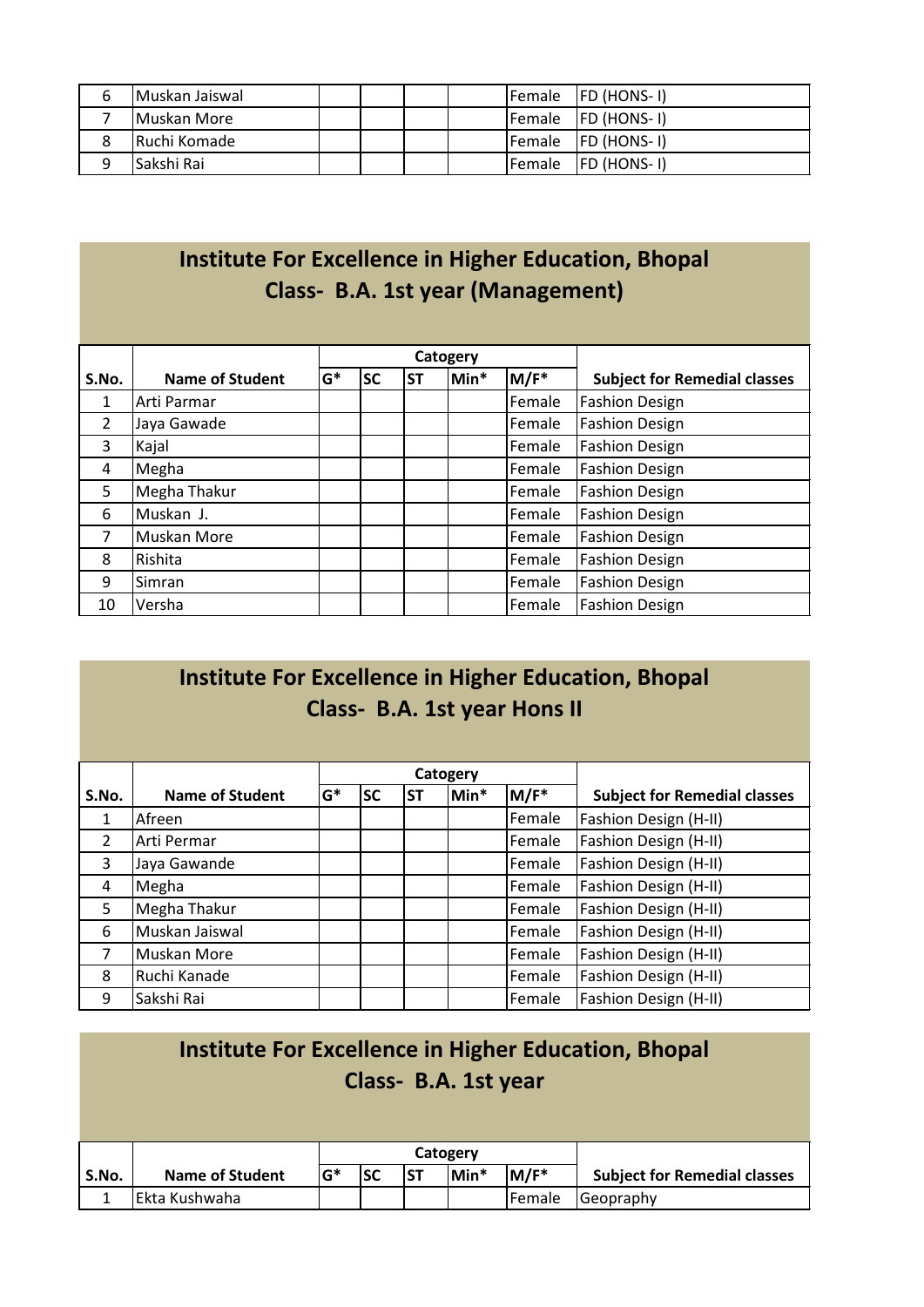| 6 | Muskan Jaiswal | | | | | Female | FD (HONS- I) |
|---|---|---|---|---|---|---|---|
| 7 | Muskan More | | | | | Female | FD (HONS- I) |
| 8 | Ruchi Komade | | | | | Female | FD (HONS- I) |
| 9 | Sakshi Rai | | | | | Female | FD (HONS- I) |

## Institute For Excellence in Higher Education, Bhopal
## Class- B.A. 1st year (Management)

| | | Catogery | | | | | |
|---|---|---|---|---|---|---|---|
| S.No. | Name of Student | G* | SC | ST | Min* | M/F* | Subject for Remedial classes |
| 1 | Arti Parmar | | | | | Female | Fashion Design |
| 2 | Jaya Gawade | | | | | Female | Fashion Design |
| 3 | Kajal | | | | | Female | Fashion Design |
| 4 | Megha | | | | | Female | Fashion Design |
| 5 | Megha Thakur | | | | | Female | Fashion Design |
| 6 | Muskan J. | | | | | Female | Fashion Design |
| 7 | Muskan More | | | | | Female | Fashion Design |
| 8 | Rishita | | | | | Female | Fashion Design |
| 9 | Simran | | | | | Female | Fashion Design |
| 10 | Versha | | | | | Female | Fashion Design |

## Institute For Excellence in Higher Education, Bhopal
## Class- B.A. 1st year Hons II

| | | Catogery | | | | | |
|---|---|---|---|---|---|---|---|
| S.No. | Name of Student | G* | SC | ST | Min* | M/F* | Subject for Remedial classes |
| 1 | Afreen | | | | | Female | Fashion Design (H-II) |
| 2 | Arti Permar | | | | | Female | Fashion Design (H-II) |
| 3 | Jaya Gawande | | | | | Female | Fashion Design (H-II) |
| 4 | Megha | | | | | Female | Fashion Design (H-II) |
| 5 | Megha Thakur | | | | | Female | Fashion Design (H-II) |
| 6 | Muskan Jaiswal | | | | | Female | Fashion Design (H-II) |
| 7 | Muskan More | | | | | Female | Fashion Design (H-II) |
| 8 | Ruchi Kanade | | | | | Female | Fashion Design (H-II) |
| 9 | Sakshi Rai | | | | | Female | Fashion Design (H-II) |

## Institute For Excellence in Higher Education, Bhopal
## Class- B.A. 1st year

| | | Catogery | | | | | |
|---|---|---|---|---|---|---|---|
| S.No. | Name of Student | G* | SC | ST | Min* | M/F* | Subject for Remedial classes |
| 1 | Ekta Kushwaha | | | | | Female | Geopraphy |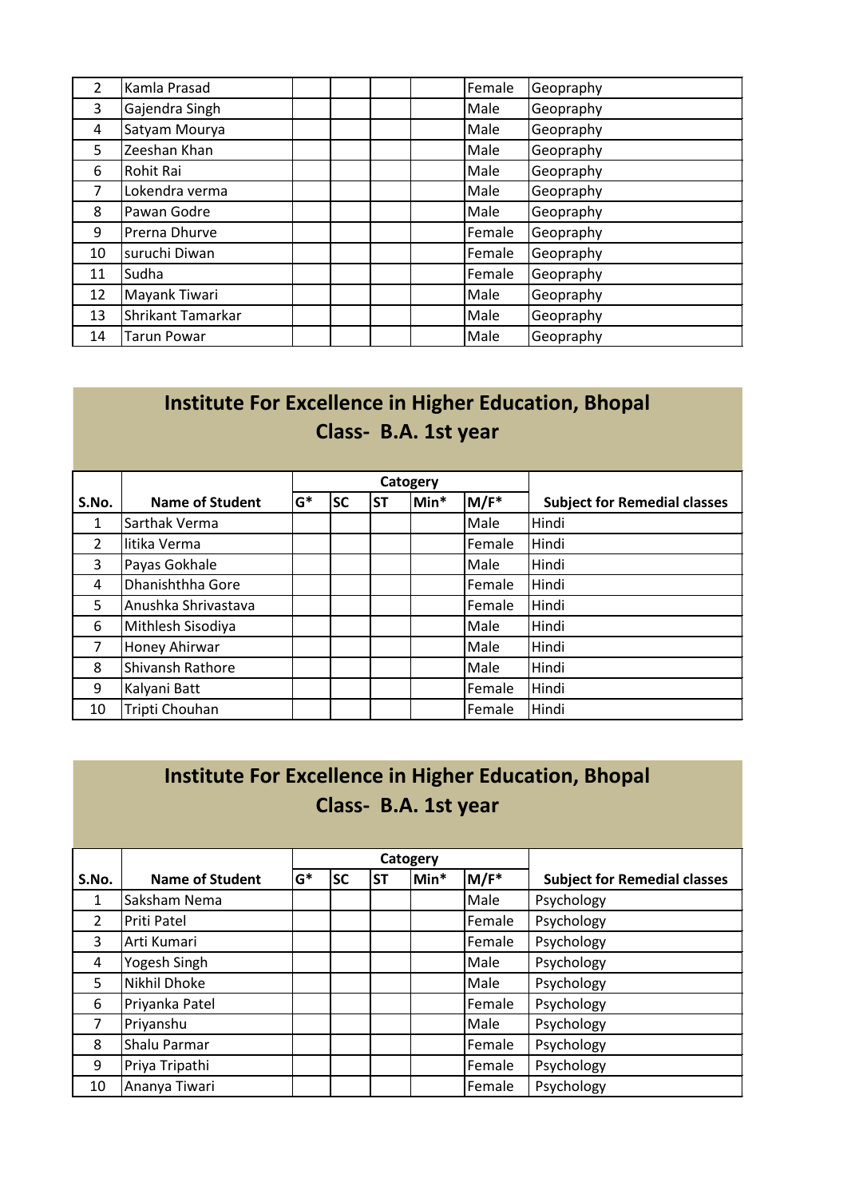| 2 | Kamla Prasad | | | | | Female | Geopraphy |
|---|---|---|---|---|---|---|---|
| 3 | Gajendra Singh | | | | | Male | Geopraphy |
| 4 | Satyam Mourya | | | | | Male | Geopraphy |
| 5 | Zeeshan Khan | | | | | Male | Geopraphy |
| 6 | Rohit Rai | | | | | Male | Geopraphy |
| 7 | Lokendra verma | | | | | Male | Geopraphy |
| 8 | Pawan Godre | | | | | Male | Geopraphy |
| 9 | Prerna Dhurve | | | | | Female | Geopraphy |
| 10 | suruchi Diwan | | | | | Female | Geopraphy |
| 11 | Sudha | | | | | Female | Geopraphy |
| 12 | Mayank Tiwari | | | | | Male | Geopraphy |
| 13 | Shrikant Tamarkar | | | | | Male | Geopraphy |
| 14 | Tarun Powar | | | | | Male | Geopraphy |

## Institute For Excellence in Higher Education, Bhopal
## Class- B.A. 1st year

| S.No. | Name of Student | Catogery | | | | | Subject for Remedial classes |
|---|---|---|---|---|---|---|---|
| | | G* | SC | ST | Min* | M/F* | |
| 1 | Sarthak Verma | | | | | Male | Hindi |
| 2 | litika Verma | | | | | Female | Hindi |
| 3 | Payas Gokhale | | | | | Male | Hindi |
| 4 | Dhanishthha Gore | | | | | Female | Hindi |
| 5 | Anushka Shrivastava | | | | | Female | Hindi |
| 6 | Mithlesh Sisodiya | | | | | Male | Hindi |
| 7 | Honey Ahirwar | | | | | Male | Hindi |
| 8 | Shivansh Rathore | | | | | Male | Hindi |
| 9 | Kalyani Batt | | | | | Female | Hindi |
| 10 | Tripti Chouhan | | | | | Female | Hindi |

## Institute For Excellence in Higher Education, Bhopal
## Class- B.A. 1st year

| S.No. | Name of Student | Catogery | | | | | Subject for Remedial classes |
|---|---|---|---|---|---|---|---|
| | | G* | SC | ST | Min* | M/F* | |
| 1 | Saksham Nema | | | | | Male | Psychology |
| 2 | Priti Patel | | | | | Female | Psychology |
| 3 | Arti Kumari | | | | | Female | Psychology |
| 4 | Yogesh Singh | | | | | Male | Psychology |
| 5 | Nikhil Dhoke | | | | | Male | Psychology |
| 6 | Priyanka Patel | | | | | Female | Psychology |
| 7 | Priyanshu | | | | | Male | Psychology |
| 8 | Shalu Parmar | | | | | Female | Psychology |
| 9 | Priya Tripathi | | | | | Female | Psychology |
| 10 | Ananya Tiwari | | | | | Female | Psychology |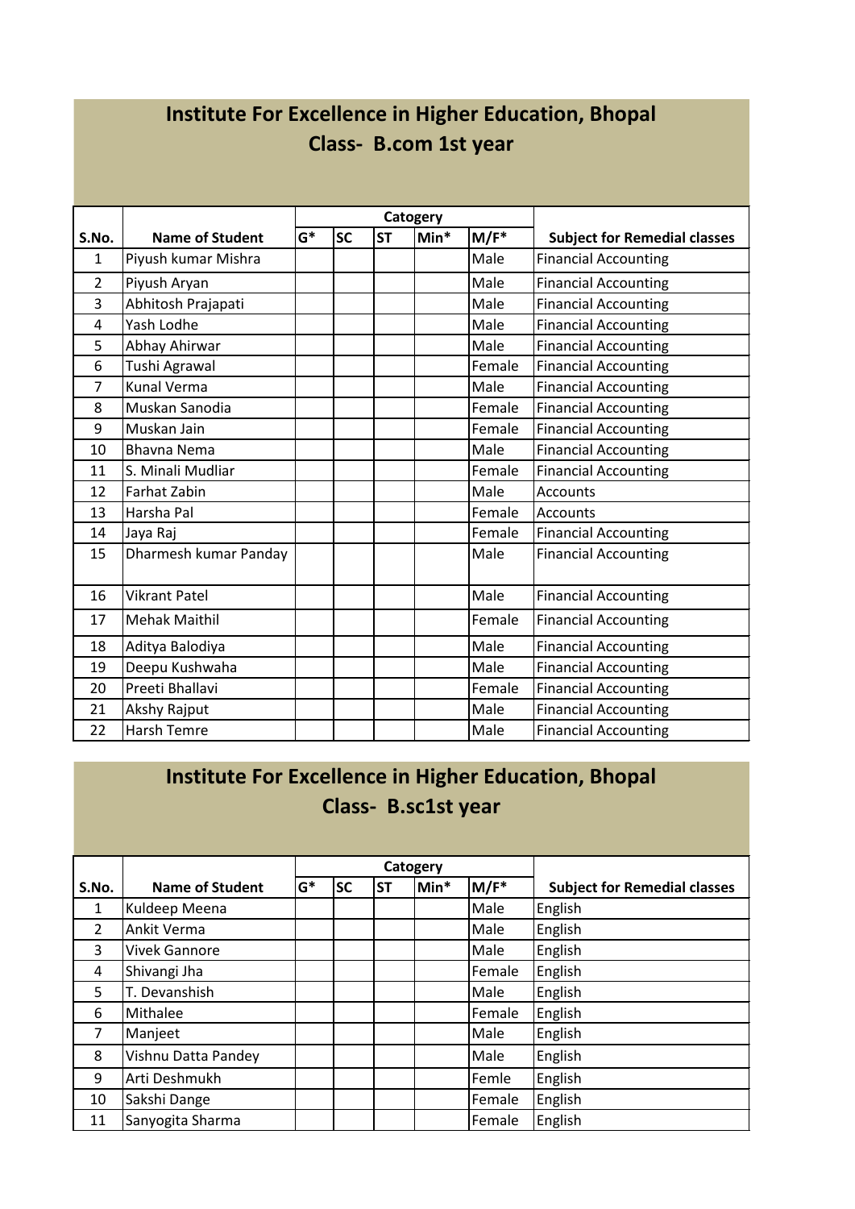# Institute For Excellence in Higher Education, Bhopal

## Class- B.com 1st year

| S.No. | Name of Student | Catogery | | | | | Subject for Remedial classes |
|---|---|---|---|---|---|---|---|
| | | G* | SC | ST | Min* | M/F* | |
| 1 | Piyush kumar Mishra | | | | | Male | Financial Accounting |
| 2 | Piyush Aryan | | | | | Male | Financial Accounting |
| 3 | Abhitosh Prajapati | | | | | Male | Financial Accounting |
| 4 | Yash Lodhe | | | | | Male | Financial Accounting |
| 5 | Abhay Ahirwar | | | | | Male | Financial Accounting |
| 6 | Tushi Agrawal | | | | | Female | Financial Accounting |
| 7 | Kunal Verma | | | | | Male | Financial Accounting |
| 8 | Muskan Sanodia | | | | | Female | Financial Accounting |
| 9 | Muskan Jain | | | | | Female | Financial Accounting |
| 10 | Bhavna Nema | | | | | Male | Financial Accounting |
| 11 | S. Minali Mudliar | | | | | Female | Financial Accounting |
| 12 | Farhat Zabin | | | | | Male | Accounts |
| 13 | Harsha Pal | | | | | Female | Accounts |
| 14 | Jaya Raj | | | | | Female | Financial Accounting |
| 15 | Dharmesh kumar Panday | | | | | Male | Financial Accounting |
| 16 | Vikrant Patel | | | | | Male | Financial Accounting |
| 17 | Mehak Maithil | | | | | Female | Financial Accounting |
| 18 | Aditya Balodiya | | | | | Male | Financial Accounting |
| 19 | Deepu Kushwaha | | | | | Male | Financial Accounting |
| 20 | Preeti Bhallavi | | | | | Female | Financial Accounting |
| 21 | Akshy Rajput | | | | | Male | Financial Accounting |
| 22 | Harsh Temre | | | | | Male | Financial Accounting |

# Institute For Excellence in Higher Education, Bhopal

## Class- B.sc1st year

| S.No. | Name of Student | Catogery | | | | | Subject for Remedial classes |
|---|---|---|---|---|---|---|---|
| | | G* | SC | ST | Min* | M/F* | |
| 1 | Kuldeep Meena | | | | | Male | English |
| 2 | Ankit Verma | | | | | Male | English |
| 3 | Vivek Gannore | | | | | Male | English |
| 4 | Shivangi Jha | | | | | Female | English |
| 5 | T. Devanshish | | | | | Male | English |
| 6 | Mithalee | | | | | Female | English |
| 7 | Manjeet | | | | | Male | English |
| 8 | Vishnu Datta Pandey | | | | | Male | English |
| 9 | Arti Deshmukh | | | | | Femle | English |
| 10 | Sakshi Dange | | | | | Female | English |
| 11 | Sanyogita Sharma | | | | | Female | English |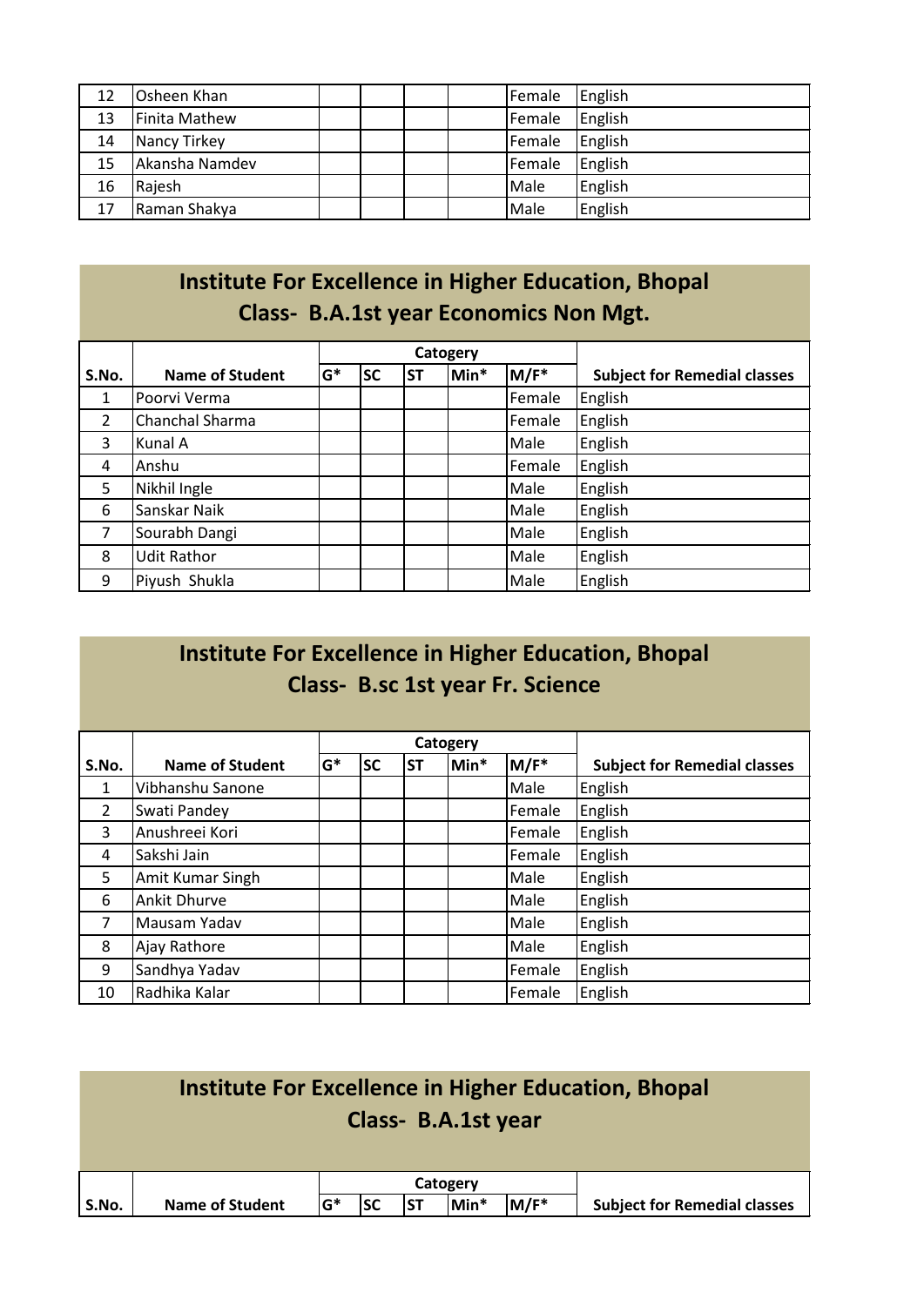| 12 | Osheen Khan | | | | | Female | English |
|---|---|---|---|---|---|---|---|
| 13 | Finita Mathew | | | | | Female | English |
| 14 | Nancy Tirkey | | | | | Female | English |
| 15 | Akansha Namdev | | | | | Female | English |
| 16 | Rajesh | | | | | Male | English |
| 17 | Raman Shakya | | | | | Male | English |

## Institute For Excellence in Higher Education, Bhopal
## Class- B.A.1st year Economics Non Mgt.

| S.No. | Name of Student | Catogery | | | | | Subject for Remedial classes |
|---|---|---|---|---|---|---|---|
| | | G* | SC | ST | Min* | M/F* | |
| 1 | Poorvi Verma | | | | | Female | English |
| 2 | Chanchal Sharma | | | | | Female | English |
| 3 | Kunal A | | | | | Male | English |
| 4 | Anshu | | | | | Female | English |
| 5 | Nikhil Ingle | | | | | Male | English |
| 6 | Sanskar Naik | | | | | Male | English |
| 7 | Sourabh Dangi | | | | | Male | English |
| 8 | Udit Rathor | | | | | Male | English |
| 9 | Piyush Shukla | | | | | Male | English |

## Institute For Excellence in Higher Education, Bhopal
## Class- B.sc 1st year Fr. Science

| S.No. | Name of Student | Catogery | | | | | Subject for Remedial classes |
|---|---|---|---|---|---|---|---|
| | | G* | SC | ST | Min* | M/F* | |
| 1 | Vibhanshu Sanone | | | | | Male | English |
| 2 | Swati Pandey | | | | | Female | English |
| 3 | Anushreei Kori | | | | | Female | English |
| 4 | Sakshi Jain | | | | | Female | English |
| 5 | Amit Kumar Singh | | | | | Male | English |
| 6 | Ankit Dhurve | | | | | Male | English |
| 7 | Mausam Yadav | | | | | Male | English |
| 8 | Ajay Rathore | | | | | Male | English |
| 9 | Sandhya Yadav | | | | | Female | English |
| 10 | Radhika Kalar | | | | | Female | English |

## Institute For Excellence in Higher Education, Bhopal
## Class- B.A.1st year

| S.No. | Name of Student | Catogery | | | | | Subject for Remedial classes |
|---|---|---|---|---|---|---|---|
| | | G* | SC | ST | Min* | M/F* | |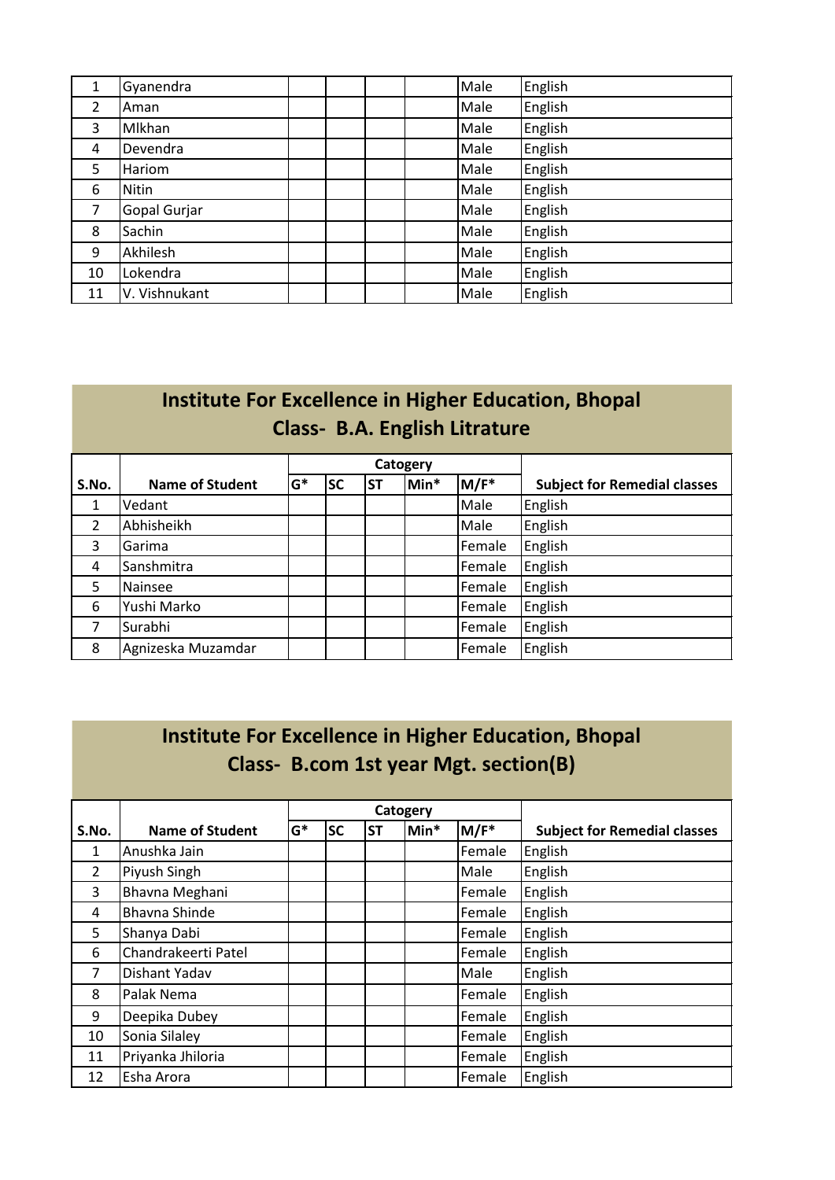| | | | | | | | |
|---|---|---|---|---|---|---|---|
| 1 | Gyanendra | | | | | Male | English |
| 2 | Aman | | | | | Male | English |
| 3 | MIkhan | | | | | Male | English |
| 4 | Devendra | | | | | Male | English |
| 5 | Hariom | | | | | Male | English |
| 6 | Nitin | | | | | Male | English |
| 7 | Gopal Gurjar | | | | | Male | English |
| 8 | Sachin | | | | | Male | English |
| 9 | Akhilesh | | | | | Male | English |
| 10 | Lokendra | | | | | Male | English |
| 11 | V. Vishnukant | | | | | Male | English |

## Institute For Excellence in Higher Education, Bhopal
## Class- B.A. English Litrature

| | | Catogery | | | | | |
|---|---|---|---|---|---|---|---|
| S.No. | Name of Student | G* | SC | ST | Min* | M/F* | Subject for Remedial classes |
| 1 | Vedant | | | | | Male | English |
| 2 | Abhisheikh | | | | | Male | English |
| 3 | Garima | | | | | Female | English |
| 4 | Sanshmitra | | | | | Female | English |
| 5 | Nainsee | | | | | Female | English |
| 6 | Yushi Marko | | | | | Female | English |
| 7 | Surabhi | | | | | Female | English |
| 8 | Agnizeska Muzamdar | | | | | Female | English |

## Institute For Excellence in Higher Education, Bhopal
## Class- B.com 1st year Mgt. section(B)

| | | Catogery | | | | | |
|---|---|---|---|---|---|---|---|
| S.No. | Name of Student | G* | SC | ST | Min* | M/F* | Subject for Remedial classes |
| 1 | Anushka Jain | | | | | Female | English |
| 2 | Piyush Singh | | | | | Male | English |
| 3 | Bhavna Meghani | | | | | Female | English |
| 4 | Bhavna Shinde | | | | | Female | English |
| 5 | Shanya Dabi | | | | | Female | English |
| 6 | Chandrakeerti Patel | | | | | Female | English |
| 7 | Dishant Yadav | | | | | Male | English |
| 8 | Palak Nema | | | | | Female | English |
| 9 | Deepika Dubey | | | | | Female | English |
| 10 | Sonia Silaley | | | | | Female | English |
| 11 | Priyanka Jhiloria | | | | | Female | English |
| 12 | Esha Arora | | | | | Female | English |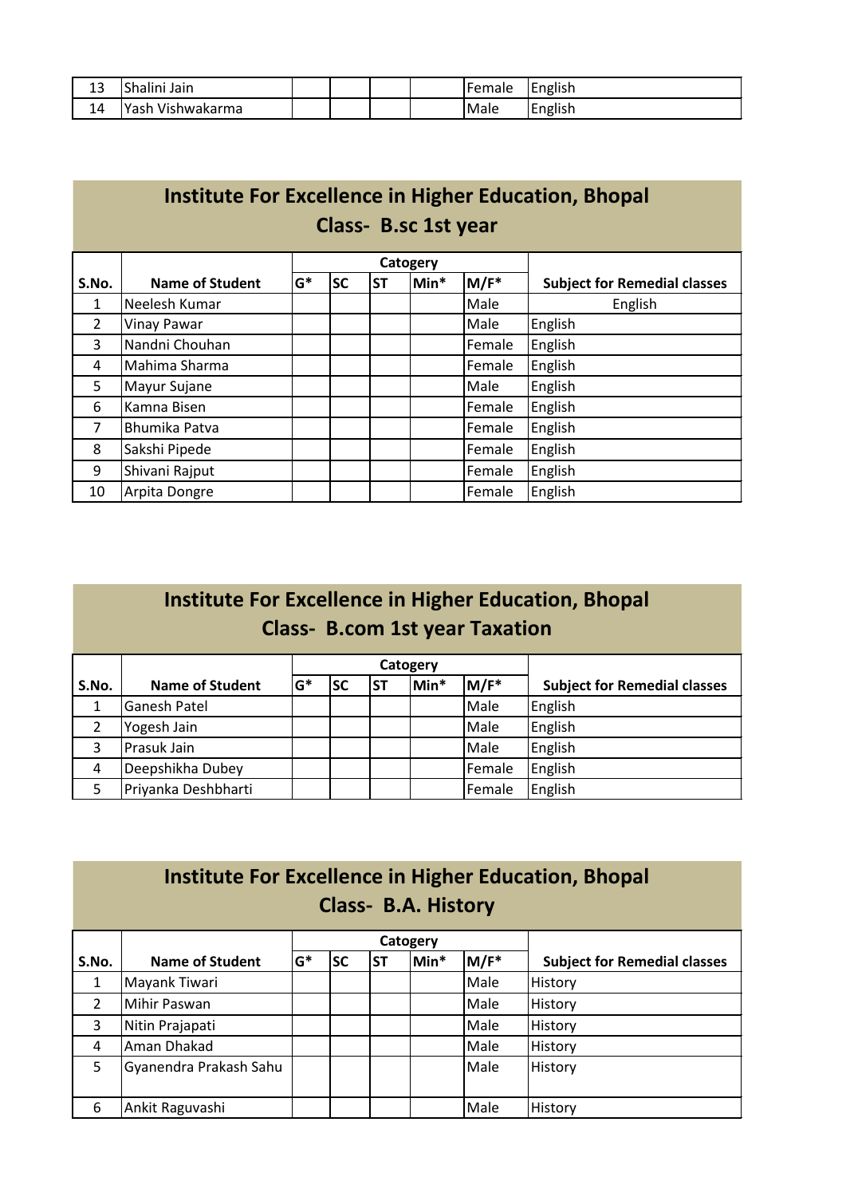| 13 | Shalini Jain | | | | | Female | English |
|---|---|---|---|---|---|---|---|
| 14 | Yash Vishwakarma | | | | | Male | English |

## Institute For Excellence in Higher Education, Bhopal
## Class- B.sc 1st year

| S.No. | Name of Student | Catogery | | | | | Subject for Remedial classes |
|---|---|---|---|---|---|---|---|
| | | G* | SC | ST | Min* | M/F* | |
| 1 | Neelesh Kumar | | | | | Male | English |
| 2 | Vinay Pawar | | | | | Male | English |
| 3 | Nandni Chouhan | | | | | Female | English |
| 4 | Mahima Sharma | | | | | Female | English |
| 5 | Mayur Sujane | | | | | Male | English |
| 6 | Kamna Bisen | | | | | Female | English |
| 7 | Bhumika Patva | | | | | Female | English |
| 8 | Sakshi Pipede | | | | | Female | English |
| 9 | Shivani Rajput | | | | | Female | English |
| 10 | Arpita Dongre | | | | | Female | English |

## Institute For Excellence in Higher Education, Bhopal
## Class- B.com 1st year Taxation

| S.No. | Name of Student | Catogery | | | | | Subject for Remedial classes |
|---|---|---|---|---|---|---|---|
| | | G* | SC | ST | Min* | M/F* | |
| 1 | Ganesh Patel | | | | | Male | English |
| 2 | Yogesh Jain | | | | | Male | English |
| 3 | Prasuk Jain | | | | | Male | English |
| 4 | Deepshikha Dubey | | | | | Female | English |
| 5 | Priyanka Deshbharti | | | | | Female | English |

## Institute For Excellence in Higher Education, Bhopal
## Class- B.A. History

| S.No. | Name of Student | Catogery | | | | | Subject for Remedial classes |
|---|---|---|---|---|---|---|---|
| | | G* | SC | ST | Min* | M/F* | |
| 1 | Mayank Tiwari | | | | | Male | History |
| 2 | Mihir Paswan | | | | | Male | History |
| 3 | Nitin Prajapati | | | | | Male | History |
| 4 | Aman Dhakad | | | | | Male | History |
| 5 | Gyanendra Prakash Sahu | | | | | Male | History |
| 6 | Ankit Raguvashi | | | | | Male | History |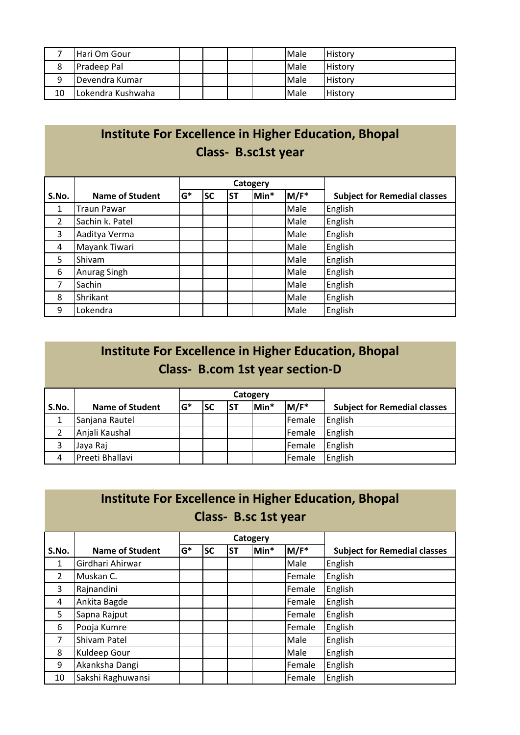| 7 | Hari Om Gour | | | | | Male | History |
|---|---|---|---|---|---|---|---|
| 8 | Pradeep Pal | | | | | Male | History |
| 9 | Devendra Kumar | | | | | Male | History |
| 10 | Lokendra Kushwaha | | | | | Male | History |

## Institute For Excellence in Higher Education, Bhopal
## Class- B.sc1st year

| | | Catogery | | | | | |
|---|---|---|---|---|---|---|---|
| S.No. | Name of Student | G* | SC | ST | Min* | M/F* | Subject for Remedial classes |
| 1 | Traun Pawar | | | | | Male | English |
| 2 | Sachin k. Patel | | | | | Male | English |
| 3 | Aaditya Verma | | | | | Male | English |
| 4 | Mayank Tiwari | | | | | Male | English |
| 5 | Shivam | | | | | Male | English |
| 6 | Anurag Singh | | | | | Male | English |
| 7 | Sachin | | | | | Male | English |
| 8 | Shrikant | | | | | Male | English |
| 9 | Lokendra | | | | | Male | English |

## Institute For Excellence in Higher Education, Bhopal
## Class- B.com 1st year section-D

| | | Catogery | | | | | |
|---|---|---|---|---|---|---|---|
| S.No. | Name of Student | G* | SC | ST | Min* | M/F* | Subject for Remedial classes |
| 1 | Sanjana Rautel | | | | | Female | English |
| 2 | Anjali Kaushal | | | | | Female | English |
| 3 | Jaya Raj | | | | | Female | English |
| 4 | Preeti Bhallavi | | | | | Female | English |

## Institute For Excellence in Higher Education, Bhopal
## Class- B.sc 1st year

| | | Catogery | | | | | |
|---|---|---|---|---|---|---|---|
| S.No. | Name of Student | G* | SC | ST | Min* | M/F* | Subject for Remedial classes |
| 1 | Girdhari Ahirwar | | | | | Male | English |
| 2 | Muskan C. | | | | | Female | English |
| 3 | Rajnandini | | | | | Female | English |
| 4 | Ankita Bagde | | | | | Female | English |
| 5 | Sapna Rajput | | | | | Female | English |
| 6 | Pooja Kumre | | | | | Female | English |
| 7 | Shivam Patel | | | | | Male | English |
| 8 | Kuldeep Gour | | | | | Male | English |
| 9 | Akanksha Dangi | | | | | Female | English |
| 10 | Sakshi Raghuwansi | | | | | Female | English |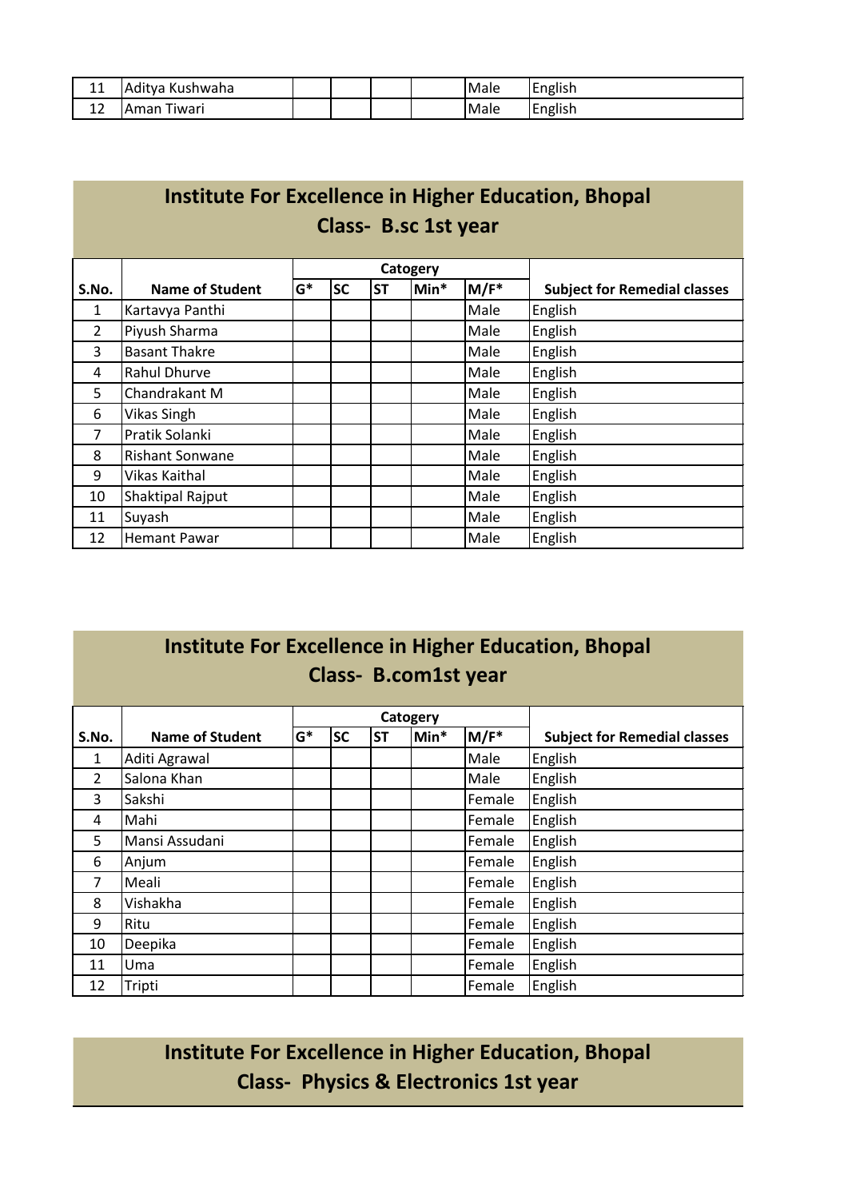| 11 | Aditya Kushwaha | | | | | Male | English |
|---|---|---|---|---|---|---|---|
| 12 | Aman Tiwari | | | | | Male | English |

## Institute For Excellence in Higher Education, Bhopal
## Class- B.sc 1st year

| S.No. | Name of Student | Catogery | | | | | Subject for Remedial classes |
|---|---|---|---|---|---|---|---|
| | | G* | SC | ST | Min* | M/F* | |
| 1 | Kartavya Panthi | | | | | Male | English |
| 2 | Piyush Sharma | | | | | Male | English |
| 3 | Basant Thakre | | | | | Male | English |
| 4 | Rahul Dhurve | | | | | Male | English |
| 5 | Chandrakant M | | | | | Male | English |
| 6 | Vikas Singh | | | | | Male | English |
| 7 | Pratik Solanki | | | | | Male | English |
| 8 | Rishant Sonwane | | | | | Male | English |
| 9 | Vikas Kaithal | | | | | Male | English |
| 10 | Shaktipal Rajput | | | | | Male | English |
| 11 | Suyash | | | | | Male | English |
| 12 | Hemant Pawar | | | | | Male | English |

## Institute For Excellence in Higher Education, Bhopal
## Class- B.com1st year

| S.No. | Name of Student | Catogery | | | | | Subject for Remedial classes |
|---|---|---|---|---|---|---|---|
| | | G* | SC | ST | Min* | M/F* | |
| 1 | Aditi Agrawal | | | | | Male | English |
| 2 | Salona Khan | | | | | Male | English |
| 3 | Sakshi | | | | | Female | English |
| 4 | Mahi | | | | | Female | English |
| 5 | Mansi Assudani | | | | | Female | English |
| 6 | Anjum | | | | | Female | English |
| 7 | Meali | | | | | Female | English |
| 8 | Vishakha | | | | | Female | English |
| 9 | Ritu | | | | | Female | English |
| 10 | Deepika | | | | | Female | English |
| 11 | Uma | | | | | Female | English |
| 12 | Tripti | | | | | Female | English |

## Institute For Excellence in Higher Education, Bhopal
## Class- Physics & Electronics 1st year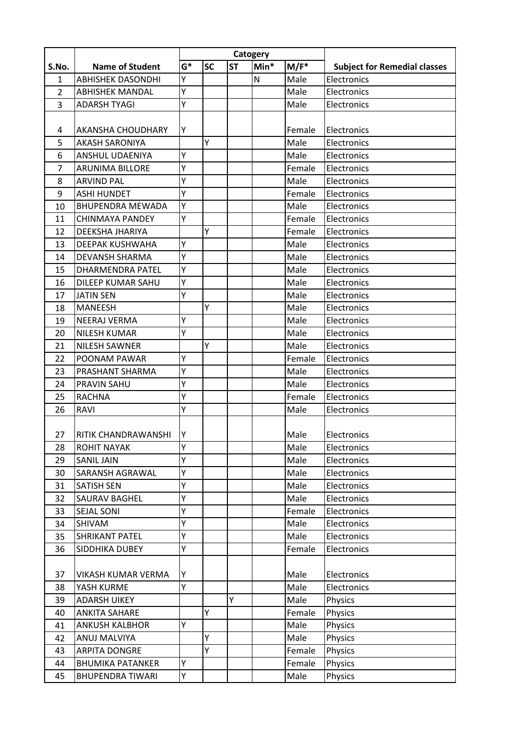| S.No. | Name of Student | Catogery | | | | | Subject for Remedial classes |
|---|---|---|---|---|---|---|---|
| | | G* | SC | ST | Min* | M/F* | |
| 1 | ABHISHEK DASONDHI | Y | | | N | Male | Electronics |
| 2 | ABHISHEK MANDAL | Y | | | | Male | Electronics |
| 3 | ADARSH TYAGI | Y | | | | Male | Electronics |
| 4 | AKANSHA CHOUDHARY | Y | | | | Female | Electronics |
| 5 | AKASH SARONIYA | | Y | | | Male | Electronics |
| 6 | ANSHUL UDAENIYA | Y | | | | Male | Electronics |
| 7 | ARUNIMA BILLORE | Y | | | | Female | Electronics |
| 8 | ARVIND PAL | Y | | | | Male | Electronics |
| 9 | ASHI HUNDET | Y | | | | Female | Electronics |
| 10 | BHUPENDRA MEWADA | Y | | | | Male | Electronics |
| 11 | CHINMAYA PANDEY | Y | | | | Female | Electronics |
| 12 | DEEKSHA JHARIYA | | Y | | | Female | Electronics |
| 13 | DEEPAK KUSHWAHA | Y | | | | Male | Electronics |
| 14 | DEVANSH SHARMA | Y | | | | Male | Electronics |
| 15 | DHARMENDRA PATEL | Y | | | | Male | Electronics |
| 16 | DILEEP KUMAR SAHU | Y | | | | Male | Electronics |
| 17 | JATIN SEN | Y | | | | Male | Electronics |
| 18 | MANEESH | | Y | | | Male | Electronics |
| 19 | NEERAJ VERMA | Y | | | | Male | Electronics |
| 20 | NILESH KUMAR | Y | | | | Male | Electronics |
| 21 | NILESH SAWNER | | Y | | | Male | Electronics |
| 22 | POONAM PAWAR | Y | | | | Female | Electronics |
| 23 | PRASHANT SHARMA | Y | | | | Male | Electronics |
| 24 | PRAVIN SAHU | Y | | | | Male | Electronics |
| 25 | RACHNA | Y | | | | Female | Electronics |
| 26 | RAVI | Y | | | | Male | Electronics |
| 27 | RITIK CHANDRAWANSHI | Y | | | | Male | Electronics |
| 28 | ROHIT NAYAK | Y | | | | Male | Electronics |
| 29 | SANIL JAIN | Y | | | | Male | Electronics |
| 30 | SARANSH AGRAWAL | Y | | | | Male | Electronics |
| 31 | SATISH SEN | Y | | | | Male | Electronics |
| 32 | SAURAV BAGHEL | Y | | | | Male | Electronics |
| 33 | SEJAL SONI | Y | | | | Female | Electronics |
| 34 | SHIVAM | Y | | | | Male | Electronics |
| 35 | SHRIKANT PATEL | Y | | | | Male | Electronics |
| 36 | SIDDHIKA DUBEY | Y | | | | Female | Electronics |
| 37 | VIKASH KUMAR VERMA | Y | | | | Male | Electronics |
| 38 | YASH KURME | Y | | | | Male | Electronics |
| 39 | ADARSH UIKEY | | | Y | | Male | Physics |
| 40 | ANKITA SAHARE | | Y | | | Female | Physics |
| 41 | ANKUSH KALBHOR | Y | | | | Male | Physics |
| 42 | ANUJ MALVIYA | | Y | | | Male | Physics |
| 43 | ARPITA DONGRE | | Y | | | Female | Physics |
| 44 | BHUMIKA PATANKER | Y | | | | Female | Physics |
| 45 | BHUPENDRA TIWARI | Y | | | | Male | Physics |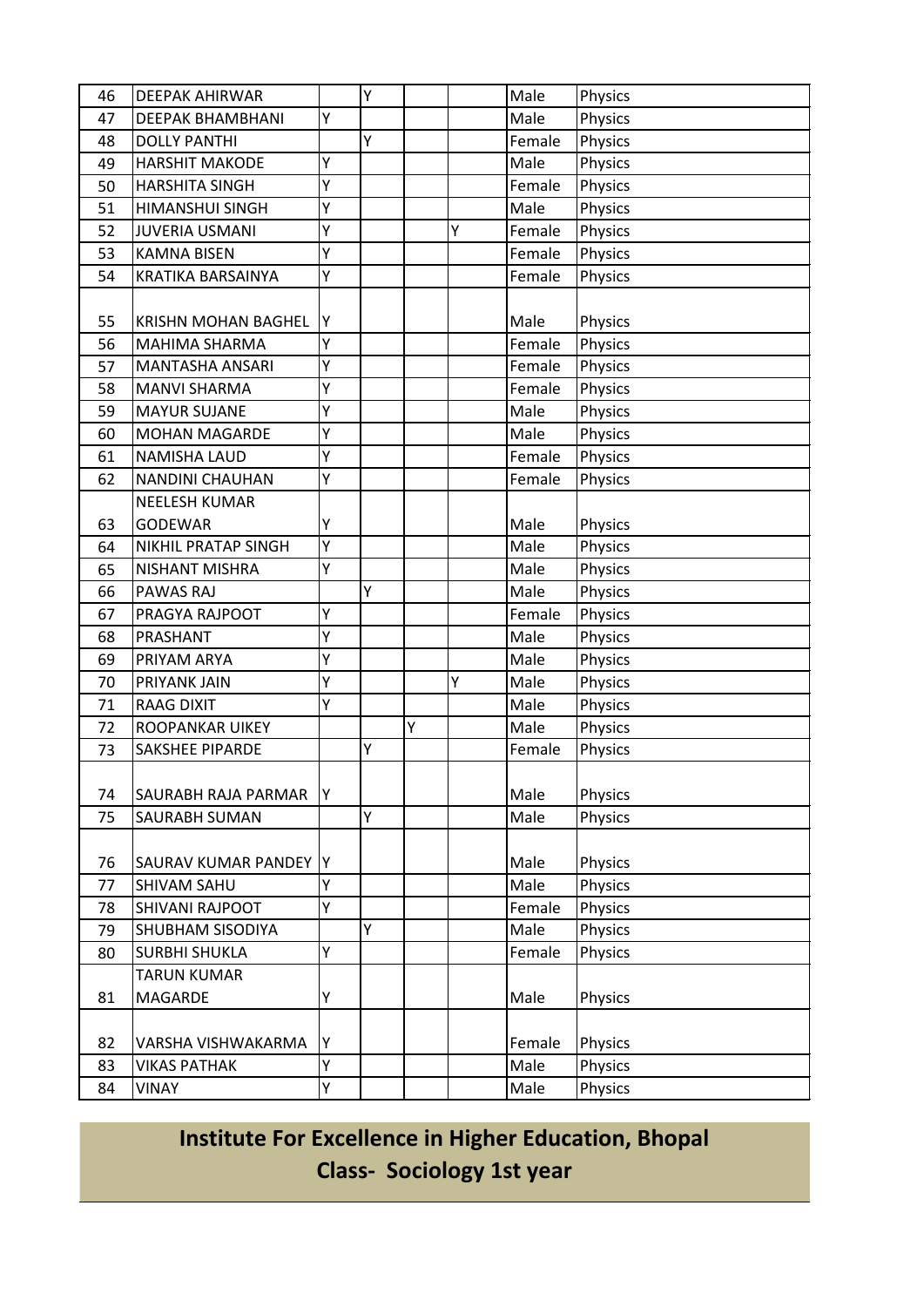| 46 | DEEPAK AHIRWAR | | Y | | | Male | Physics |
|---|---|---|---|---|---|---|---|
| 47 | DEEPAK BHAMBHANI | Y | | | | Male | Physics |
| 48 | DOLLY PANTHI | | Y | | | Female | Physics |
| 49 | HARSHIT MAKODE | Y | | | | Male | Physics |
| 50 | HARSHITA SINGH | Y | | | | Female | Physics |
| 51 | HIMANSHUI SINGH | Y | | | | Male | Physics |
| 52 | JUVERIA USMANI | Y | | | Y | Female | Physics |
| 53 | KAMNA BISEN | Y | | | | Female | Physics |
| 54 | KRATIKA BARSAINYA | Y | | | | Female | Physics |
| 55 | KRISHN MOHAN BAGHEL | Y | | | | Male | Physics |
| 56 | MAHIMA SHARMA | Y | | | | Female | Physics |
| 57 | MANTASHA ANSARI | Y | | | | Female | Physics |
| 58 | MANVI SHARMA | Y | | | | Female | Physics |
| 59 | MAYUR SUJANE | Y | | | | Male | Physics |
| 60 | MOHAN MAGARDE | Y | | | | Male | Physics |
| 61 | NAMISHA LAUD | Y | | | | Female | Physics |
| 62 | NANDINI CHAUHAN | Y | | | | Female | Physics |
| 63 | NEELESH KUMAR GODEWAR | Y | | | | Male | Physics |
| 64 | NIKHIL PRATAP SINGH | Y | | | | Male | Physics |
| 65 | NISHANT MISHRA | Y | | | | Male | Physics |
| 66 | PAWAS RAJ | | Y | | | Male | Physics |
| 67 | PRAGYA RAJPOOT | Y | | | | Female | Physics |
| 68 | PRASHANT | Y | | | | Male | Physics |
| 69 | PRIYAM ARYA | Y | | | | Male | Physics |
| 70 | PRIYANK JAIN | Y | | | Y | Male | Physics |
| 71 | RAAG DIXIT | Y | | | | Male | Physics |
| 72 | ROOPANKAR UIKEY | | | Y | | Male | Physics |
| 73 | SAKSHEE PIPARDE | | Y | | | Female | Physics |
| 74 | SAURABH RAJA PARMAR | Y | | | | Male | Physics |
| 75 | SAURABH SUMAN | | Y | | | Male | Physics |
| 76 | SAURAV KUMAR PANDEY | Y | | | | Male | Physics |
| 77 | SHIVAM SAHU | Y | | | | Male | Physics |
| 78 | SHIVANI RAJPOOT | Y | | | | Female | Physics |
| 79 | SHUBHAM SISODIYA | | Y | | | Male | Physics |
| 80 | SURBHI SHUKLA | Y | | | | Female | Physics |
| 81 | TARUN KUMAR MAGARDE | Y | | | | Male | Physics |
| 82 | VARSHA VISHWAKARMA | Y | | | | Female | Physics |
| 83 | VIKAS PATHAK | Y | | | | Male | Physics |
| 84 | VINAY | Y | | | | Male | Physics |

## Institute For Excellence in Higher Education, Bhopal

## Class- Sociology 1st year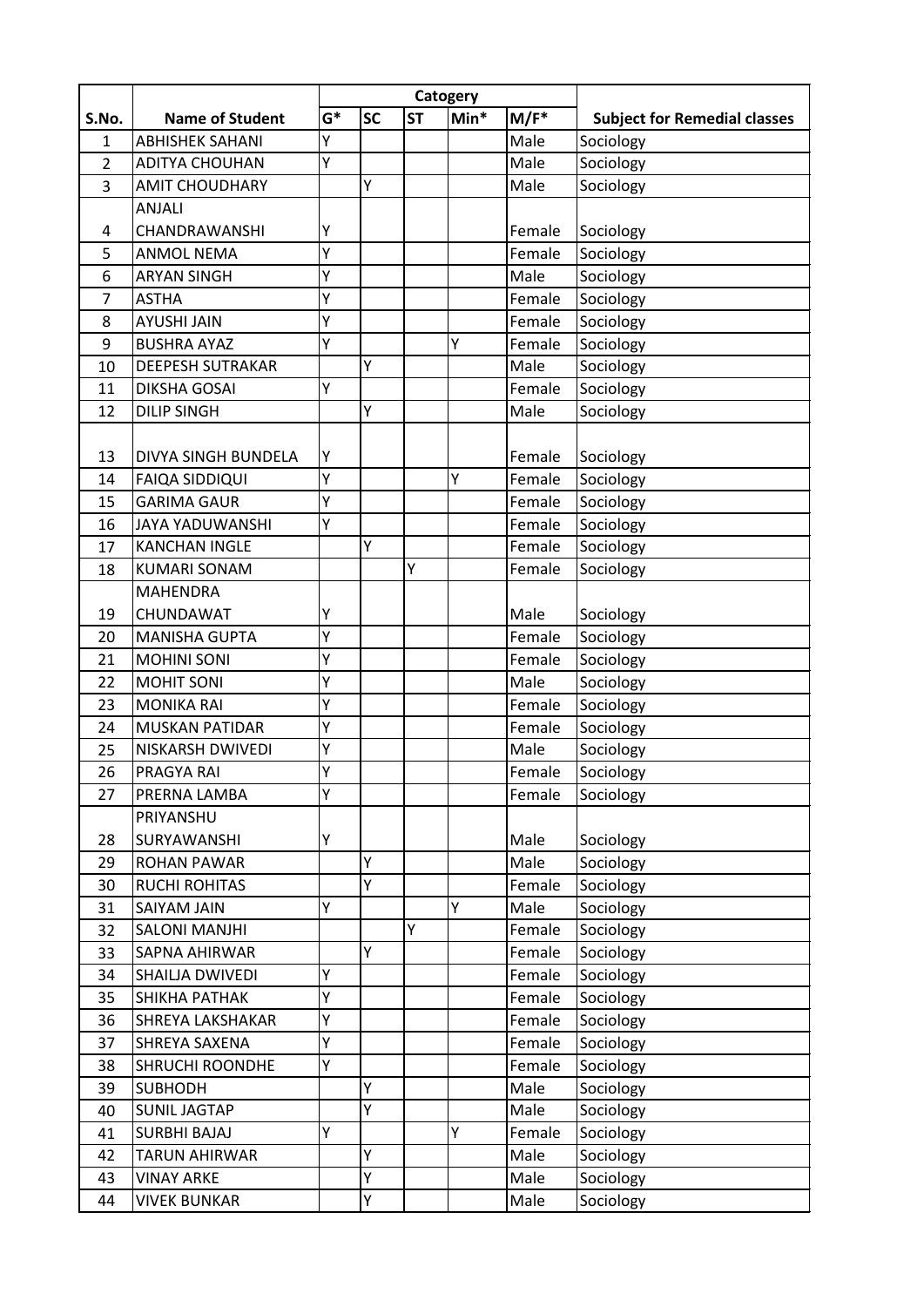| S.No. | Name of Student | Catogery | | | | | Subject for Remedial classes |
|---|---|---|---|---|---|---|---|
| | | G* | SC | ST | Min* | M/F* | |
| 1 | ABHISHEK SAHANI | Y | | | | Male | Sociology |
| 2 | ADITYA CHOUHAN | Y | | | | Male | Sociology |
| 3 | AMIT CHOUDHARY | | Y | | | Male | Sociology |
| 4 | ANJALI CHANDRAWANSHI | Y | | | | Female | Sociology |
| 5 | ANMOL NEMA | Y | | | | Female | Sociology |
| 6 | ARYAN SINGH | Y | | | | Male | Sociology |
| 7 | ASTHA | Y | | | | Female | Sociology |
| 8 | AYUSHI JAIN | Y | | | | Female | Sociology |
| 9 | BUSHRA AYAZ | Y | | | Y | Female | Sociology |
| 10 | DEEPESH SUTRAKAR | | Y | | | Male | Sociology |
| 11 | DIKSHA GOSAI | Y | | | | Female | Sociology |
| 12 | DILIP SINGH | | Y | | | Male | Sociology |
| 13 | DIVYA SINGH BUNDELA | Y | | | | Female | Sociology |
| 14 | FAIQA SIDDIQUI | Y | | | Y | Female | Sociology |
| 15 | GARIMA GAUR | Y | | | | Female | Sociology |
| 16 | JAYA YADUWANSHI | Y | | | | Female | Sociology |
| 17 | KANCHAN INGLE | | Y | | | Female | Sociology |
| 18 | KUMARI SONAM | | | Y | | Female | Sociology |
| 19 | MAHENDRA CHUNDAWAT | Y | | | | Male | Sociology |
| 20 | MANISHA GUPTA | Y | | | | Female | Sociology |
| 21 | MOHINI SONI | Y | | | | Female | Sociology |
| 22 | MOHIT SONI | Y | | | | Male | Sociology |
| 23 | MONIKA RAI | Y | | | | Female | Sociology |
| 24 | MUSKAN PATIDAR | Y | | | | Female | Sociology |
| 25 | NISKARSH DWIVEDI | Y | | | | Male | Sociology |
| 26 | PRAGYA RAI | Y | | | | Female | Sociology |
| 27 | PRERNA LAMBA | Y | | | | Female | Sociology |
| 28 | PRIYANSHU SURYAWANSHI | Y | | | | Male | Sociology |
| 29 | ROHAN PAWAR | | Y | | | Male | Sociology |
| 30 | RUCHI ROHITAS | | Y | | | Female | Sociology |
| 31 | SAIYAM JAIN | Y | | | Y | Male | Sociology |
| 32 | SALONI MANJHI | | | Y | | Female | Sociology |
| 33 | SAPNA AHIRWAR | | Y | | | Female | Sociology |
| 34 | SHAILJA DWIVEDI | Y | | | | Female | Sociology |
| 35 | SHIKHA PATHAK | Y | | | | Female | Sociology |
| 36 | SHREYA LAKSHAKAR | Y | | | | Female | Sociology |
| 37 | SHREYA SAXENA | Y | | | | Female | Sociology |
| 38 | SHRUCHI ROONDHE | Y | | | | Female | Sociology |
| 39 | SUBHODH | | Y | | | Male | Sociology |
| 40 | SUNIL JAGTAP | | Y | | | Male | Sociology |
| 41 | SURBHI BAJAJ | Y | | | Y | Female | Sociology |
| 42 | TARUN AHIRWAR | | Y | | | Male | Sociology |
| 43 | VINAY ARKE | | Y | | | Male | Sociology |
| 44 | VIVEK BUNKAR | | Y | | | Male | Sociology |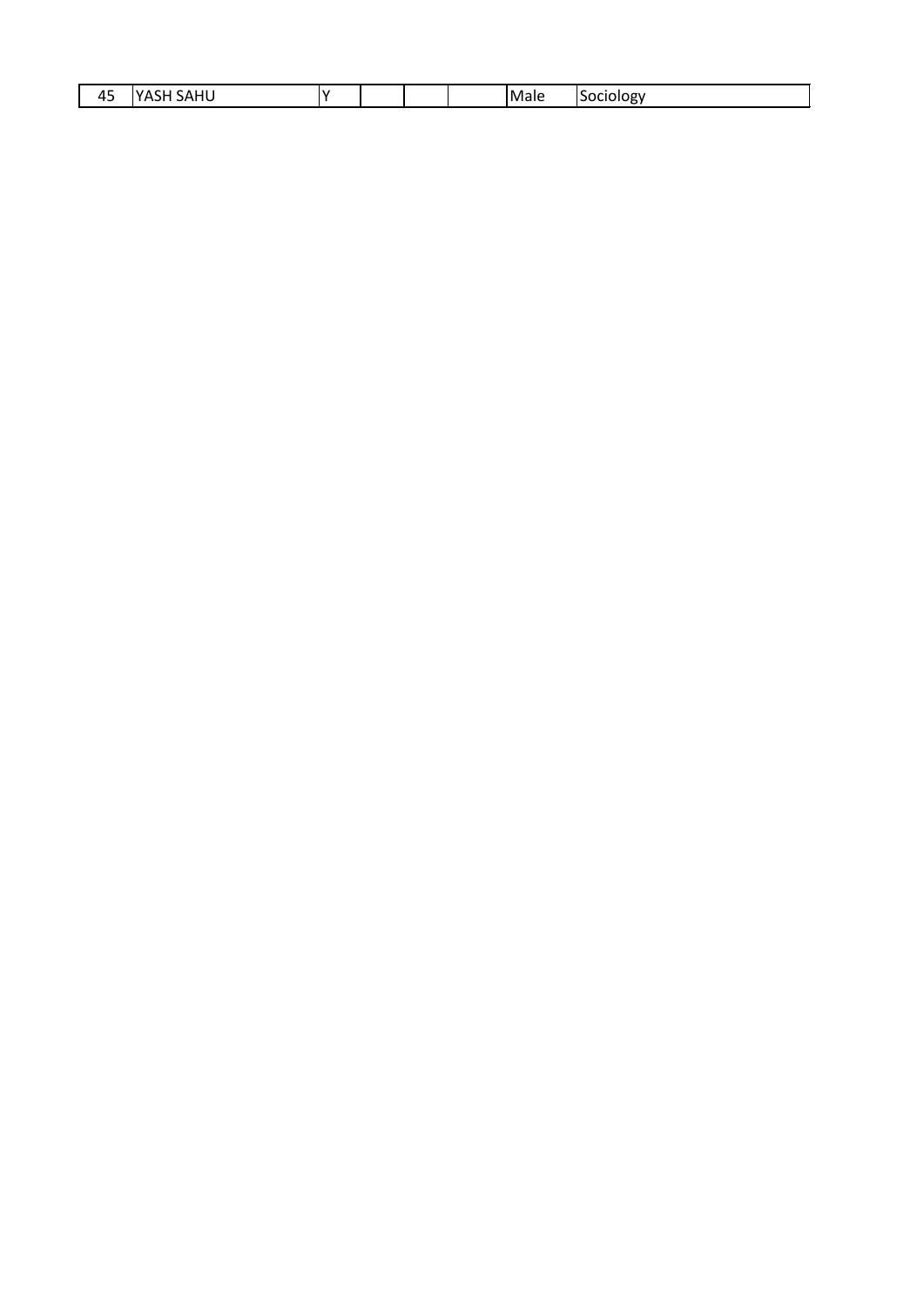| | | | | | | | |
|---|---|---|---|---|---|---|---|
| 45 | YASH SAHU | Y | | | | Male | Sociology |